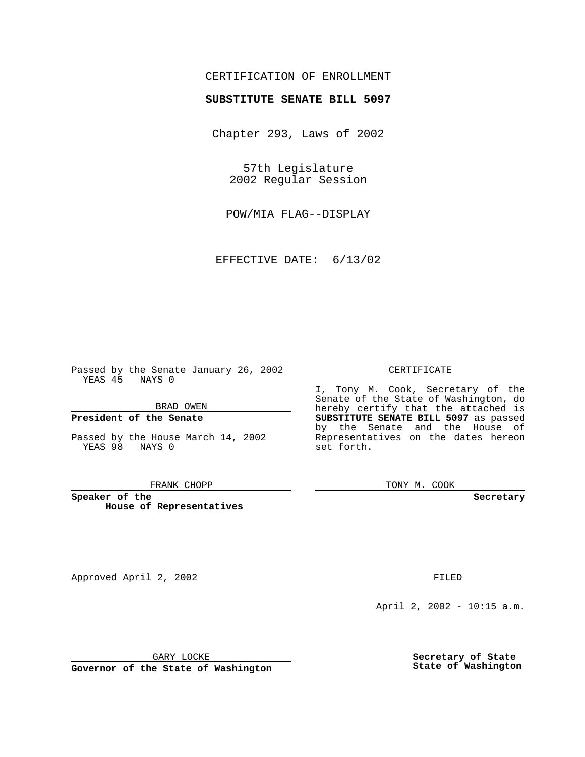CERTIFICATION OF ENROLLMENT

**SUBSTITUTE SENATE BILL 5097**

Chapter 293, Laws of 2002

57th Legislature
2002 Regular Session

POW/MIA FLAG--DISPLAY

EFFECTIVE DATE: 6/13/02

Passed by the Senate January 26, 2002
YEAS 45 NAYS 0

BRAD OWEN

**President of the Senate**

Passed by the House March 14, 2002
YEAS 98 NAYS 0

FRANK CHOPP

**Speaker of the House of Representatives**

CERTIFICATE

I, Tony M. Cook, Secretary of the Senate of the State of Washington, do hereby certify that the attached is **SUBSTITUTE SENATE BILL 5097** as passed by the Senate and the House of Representatives on the dates hereon set forth.

TONY M. COOK

**Secretary**

Approved April 2, 2002

GARY LOCKE

**Governor of the State of Washington**

FILED

April 2, 2002 - 10:15 a.m.

**Secretary of State**
**State of Washington**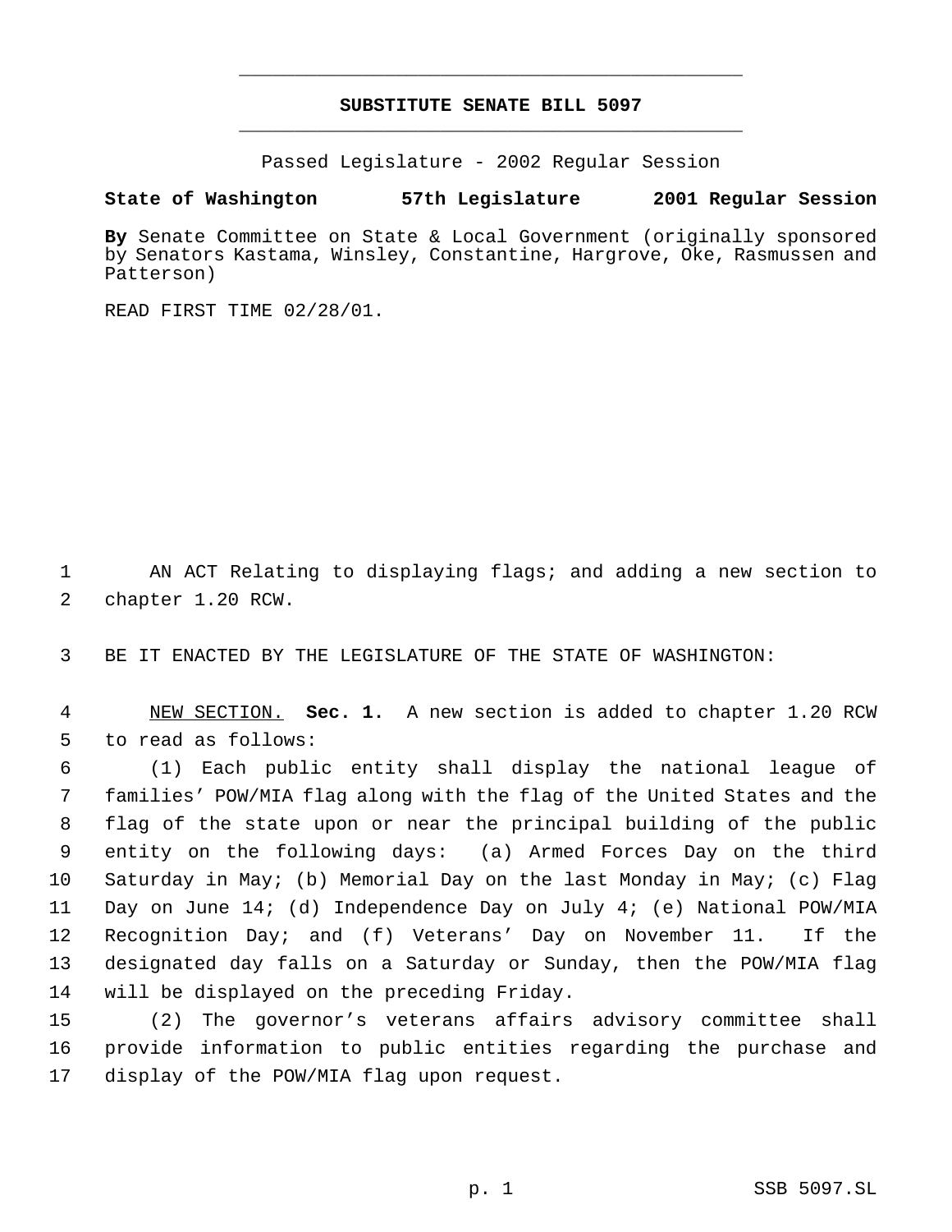# SUBSTITUTE SENATE BILL 5097

Passed Legislature - 2002 Regular Session

**State of Washington 57th Legislature 2001 Regular Session**

**By** Senate Committee on State & Local Government (originally sponsored by Senators Kastama, Winsley, Constantine, Hargrove, Oke, Rasmussen and Patterson)

READ FIRST TIME 02/28/01.

AN ACT Relating to displaying flags; and adding a new section to chapter 1.20 RCW.

BE IT ENACTED BY THE LEGISLATURE OF THE STATE OF WASHINGTON:

NEW SECTION. **Sec. 1.** A new section is added to chapter 1.20 RCW to read as follows:

(1) Each public entity shall display the national league of families' POW/MIA flag along with the flag of the United States and the flag of the state upon or near the principal building of the public entity on the following days: (a) Armed Forces Day on the third Saturday in May; (b) Memorial Day on the last Monday in May; (c) Flag Day on June 14; (d) Independence Day on July 4; (e) National POW/MIA Recognition Day; and (f) Veterans' Day on November 11. If the designated day falls on a Saturday or Sunday, then the POW/MIA flag will be displayed on the preceding Friday.

(2) The governor's veterans affairs advisory committee shall provide information to public entities regarding the purchase and display of the POW/MIA flag upon request.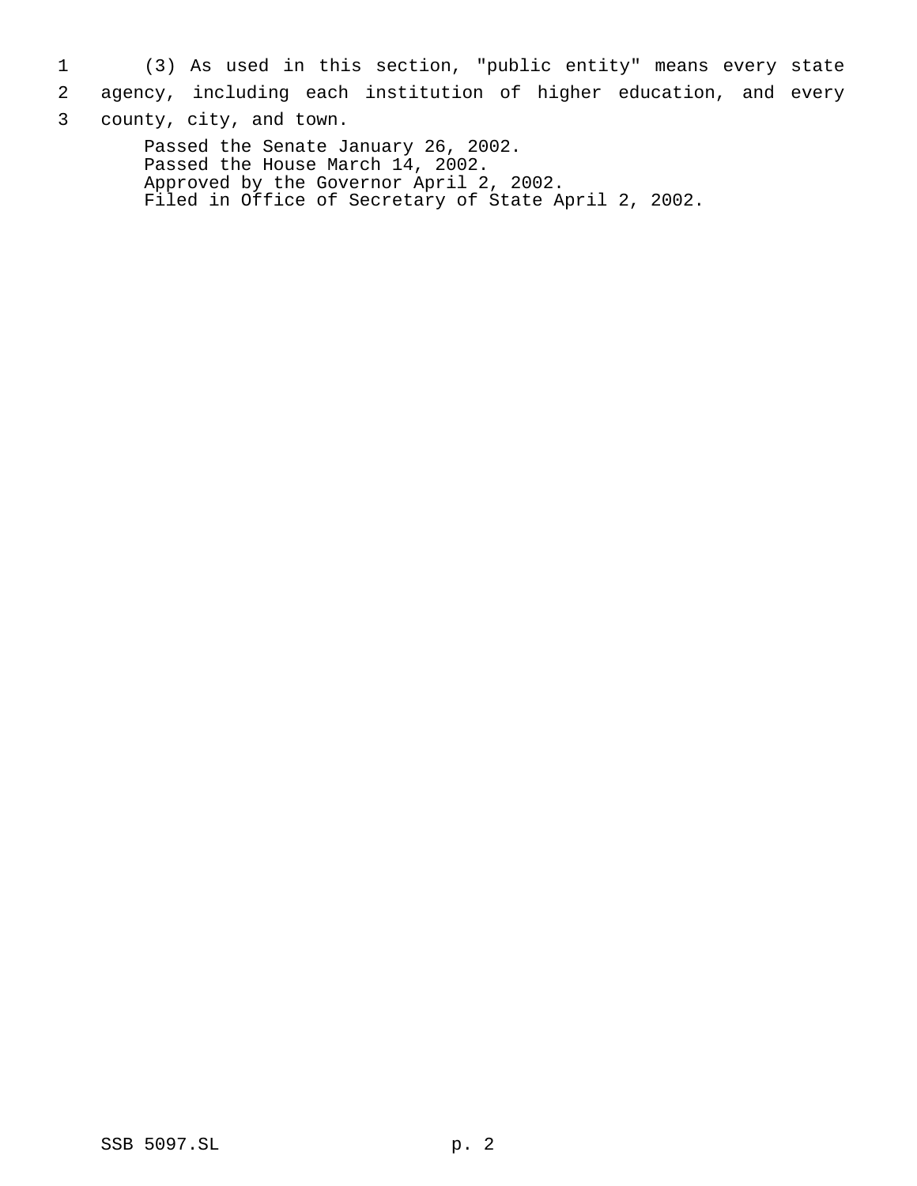(3) As used in this section, "public entity" means every state agency, including each institution of higher education, and every county, city, and town.

Passed the Senate January 26, 2002.
Passed the House March 14, 2002.
Approved by the Governor April 2, 2002.
Filed in Office of Secretary of State April 2, 2002.